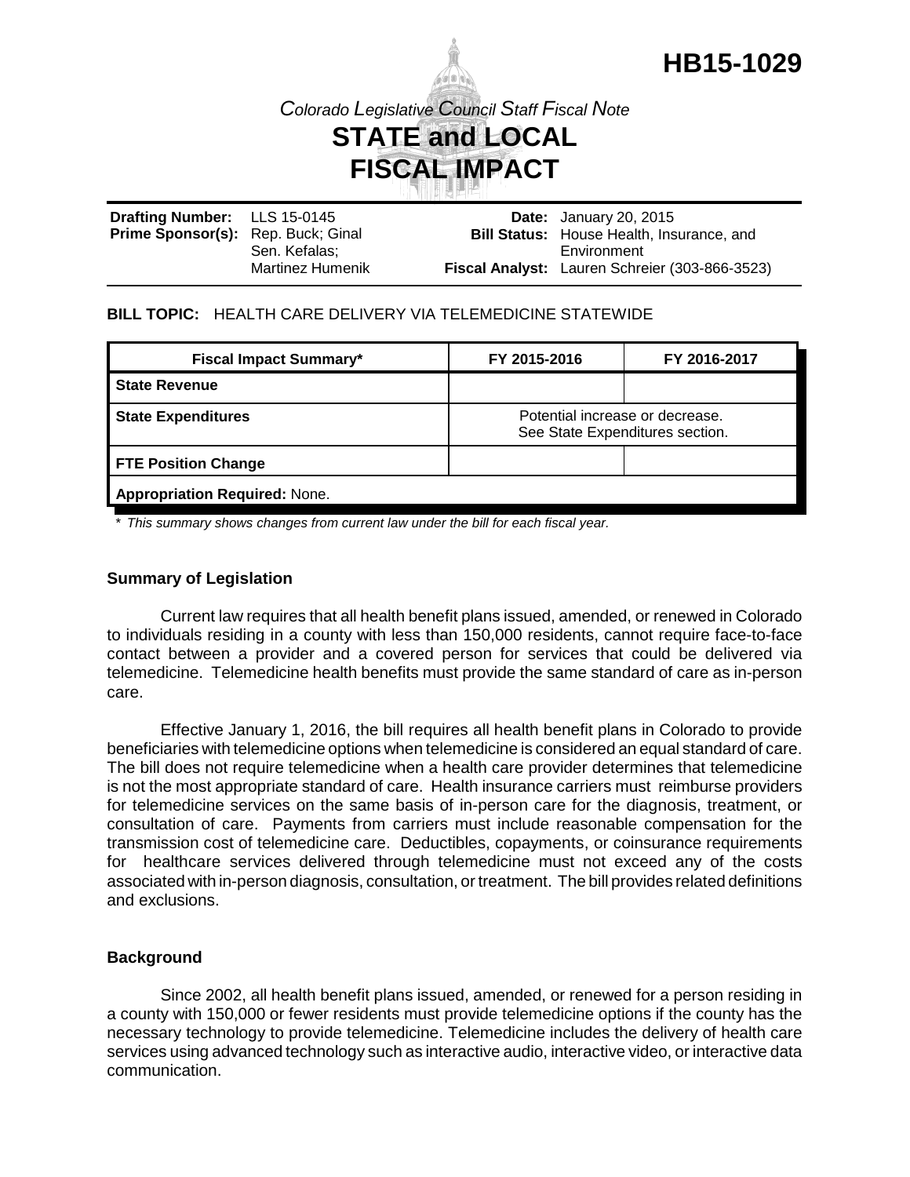# HB15-1029

*Colorado Legislative Council Staff Fiscal Note*

# STATE and LOCAL FISCAL IMPACT

| | | | |
|---|---|---|---|
| **Drafting Number:** | LLS 15-0145 | **Date:** | January 20, 2015 |
| **Prime Sponsor(s):** | Rep. Buck; Ginal<br>Sen. Kefalas;<br>Martinez Humenik | **Bill Status:** | House Health, Insurance, and Environment |
| | | **Fiscal Analyst:** | Lauren Schreier (303-866-3523) |

**BILL TOPIC:** HEALTH CARE DELIVERY VIA TELEMEDICINE STATEWIDE

| Fiscal Impact Summary* | FY 2015-2016 | FY 2016-2017 |
|---|---|---|
| **State Revenue** | | |
| **State Expenditures** | Potential increase or decrease. See State Expenditures section. | |
| **FTE Position Change** | | |
| **Appropriation Required:** None. | | |

\* *This summary shows changes from current law under the bill for each fiscal year.*

### Summary of Legislation

Current law requires that all health benefit plans issued, amended, or renewed in Colorado to individuals residing in a county with less than 150,000 residents, cannot require face-to-face contact between a provider and a covered person for services that could be delivered via telemedicine. Telemedicine health benefits must provide the same standard of care as in-person care.

Effective January 1, 2016, the bill requires all health benefit plans in Colorado to provide beneficiaries with telemedicine options when telemedicine is considered an equal standard of care. The bill does not require telemedicine when a health care provider determines that telemedicine is not the most appropriate standard of care. Health insurance carriers must reimburse providers for telemedicine services on the same basis of in-person care for the diagnosis, treatment, or consultation of care. Payments from carriers must include reasonable compensation for the transmission cost of telemedicine care. Deductibles, copayments, or coinsurance requirements for healthcare services delivered through telemedicine must not exceed any of the costs associated with in-person diagnosis, consultation, or treatment. The bill provides related definitions and exclusions.

### Background

Since 2002, all health benefit plans issued, amended, or renewed for a person residing in a county with 150,000 or fewer residents must provide telemedicine options if the county has the necessary technology to provide telemedicine. Telemedicine includes the delivery of health care services using advanced technology such as interactive audio, interactive video, or interactive data communication.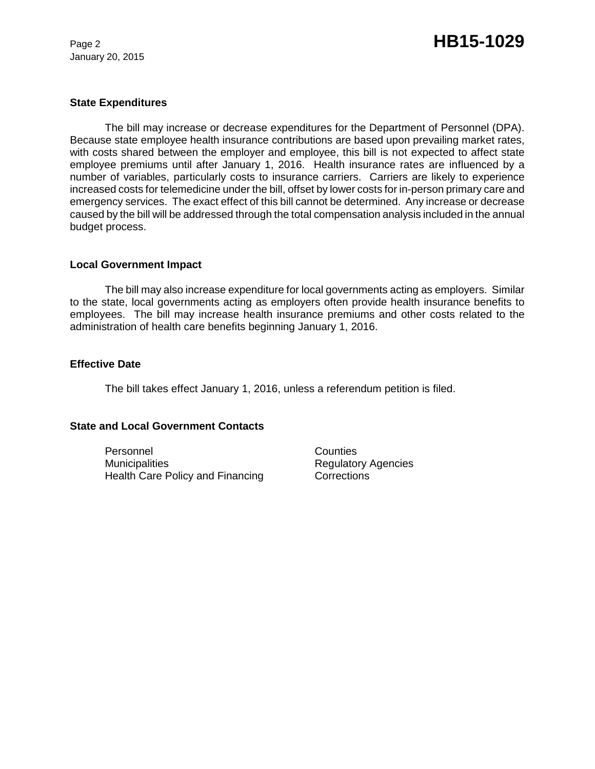**State Expenditures**

The bill may increase or decrease expenditures for the Department of Personnel (DPA). Because state employee health insurance contributions are based upon prevailing market rates, with costs shared between the employer and employee, this bill is not expected to affect state employee premiums until after January 1, 2016. Health insurance rates are influenced by a number of variables, particularly costs to insurance carriers. Carriers are likely to experience increased costs for telemedicine under the bill, offset by lower costs for in-person primary care and emergency services. The exact effect of this bill cannot be determined. Any increase or decrease caused by the bill will be addressed through the total compensation analysis included in the annual budget process.

**Local Government Impact**

The bill may also increase expenditure for local governments acting as employers. Similar to the state, local governments acting as employers often provide health insurance benefits to employees. The bill may increase health insurance premiums and other costs related to the administration of health care benefits beginning January 1, 2016.

**Effective Date**

The bill takes effect January 1, 2016, unless a referendum petition is filed.

**State and Local Government Contacts**

| | |
|---|---|
| Personnel | Counties |
| Municipalities | Regulatory Agencies |
| Health Care Policy and Financing | Corrections |